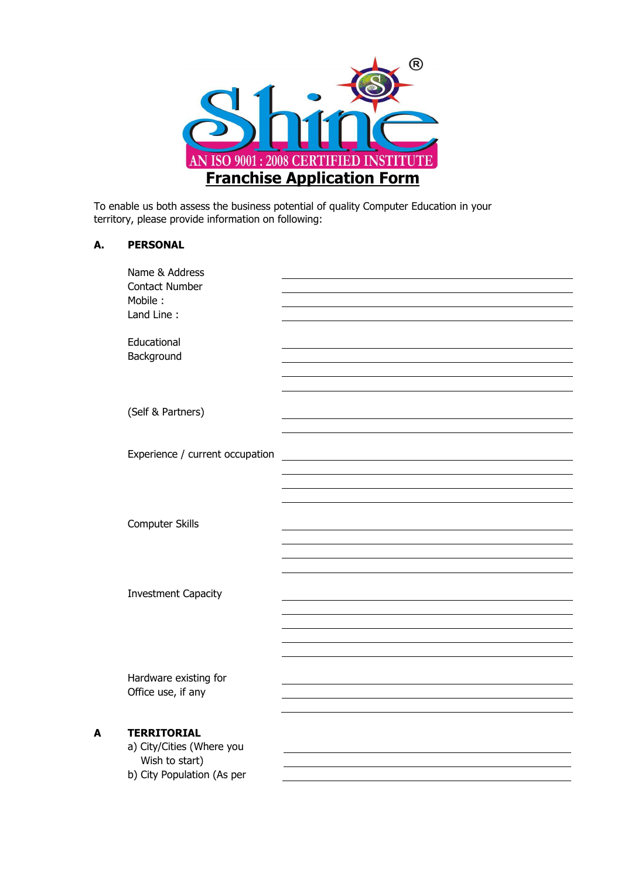Shine®

AN ISO 9001 : 2008 CERTIFIED INSTITUTE

# Franchise Application Form

To enable us both assess the business potential of quality Computer Education in your territory, please provide information on following:

## A. PERSONAL

Name & Address ______________________________

Contact Number ______________________________

Mobile : ______________________________

Land Line : ______________________________

Educational Background ______________________________

______________________________

______________________________

______________________________

(Self & Partners) ______________________________

______________________________

Experience / current occupation ______________________________

______________________________

______________________________

______________________________

Computer Skills ______________________________

______________________________

______________________________

______________________________

Investment Capacity ______________________________

______________________________

______________________________

______________________________

______________________________

Hardware existing for Office use, if any ______________________________

______________________________

______________________________

## A TERRITORIAL

a) City/Cities (Where you Wish to start) ______________________________

______________________________

b) City Population (As per ______________________________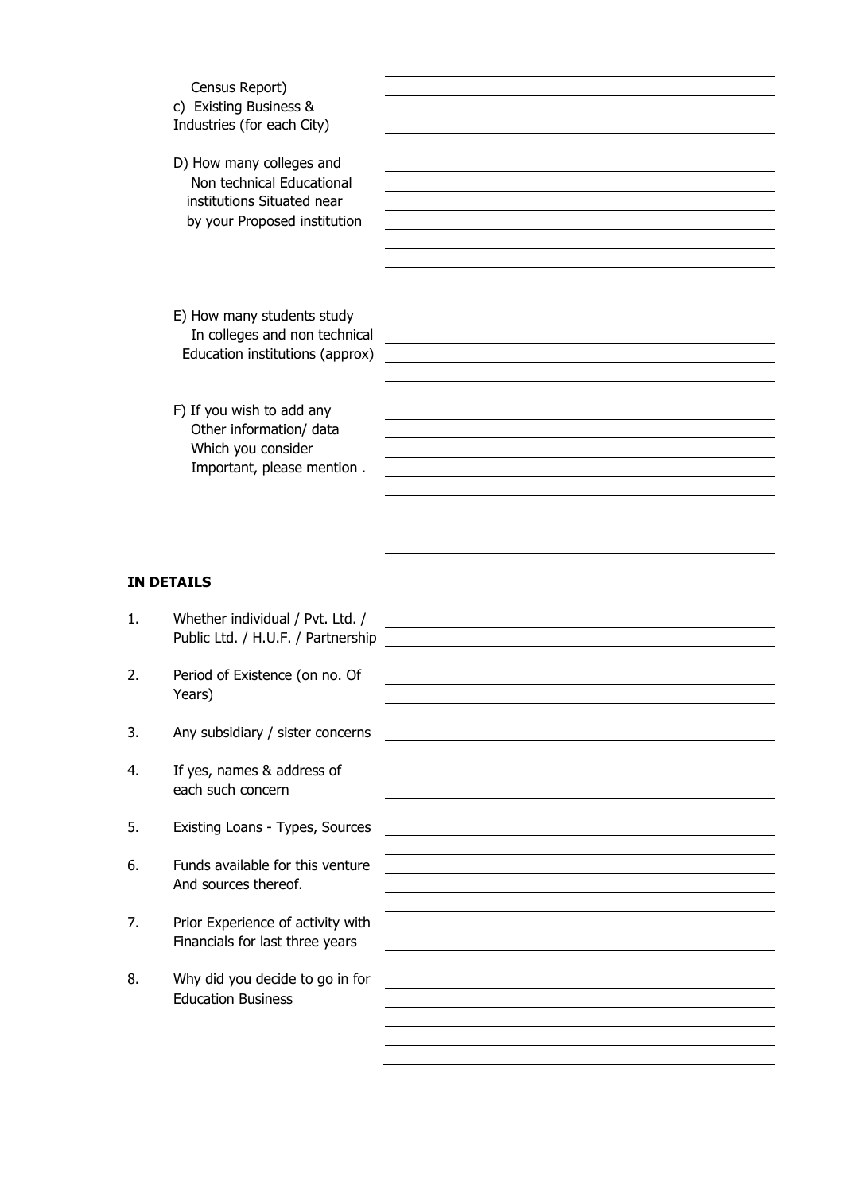Census Report)

c) Existing Business & Industries (for each City)

D) How many colleges and Non technical Educational institutions Situated near by your Proposed institution

E) How many students study In colleges and non technical Education institutions (approx)

F) If you wish to add any Other information/ data Which you consider Important, please mention .

**IN DETAILS**

1. Whether individual / Pvt. Ltd. / Public Ltd. / H.U.F. / Partnership
2. Period of Existence (on no. Of Years)
3. Any subsidiary / sister concerns
4. If yes, names & address of each such concern
5. Existing Loans - Types, Sources
6. Funds available for this venture And sources thereof.
7. Prior Experience of activity with Financials for last three years
8. Why did you decide to go in for Education Business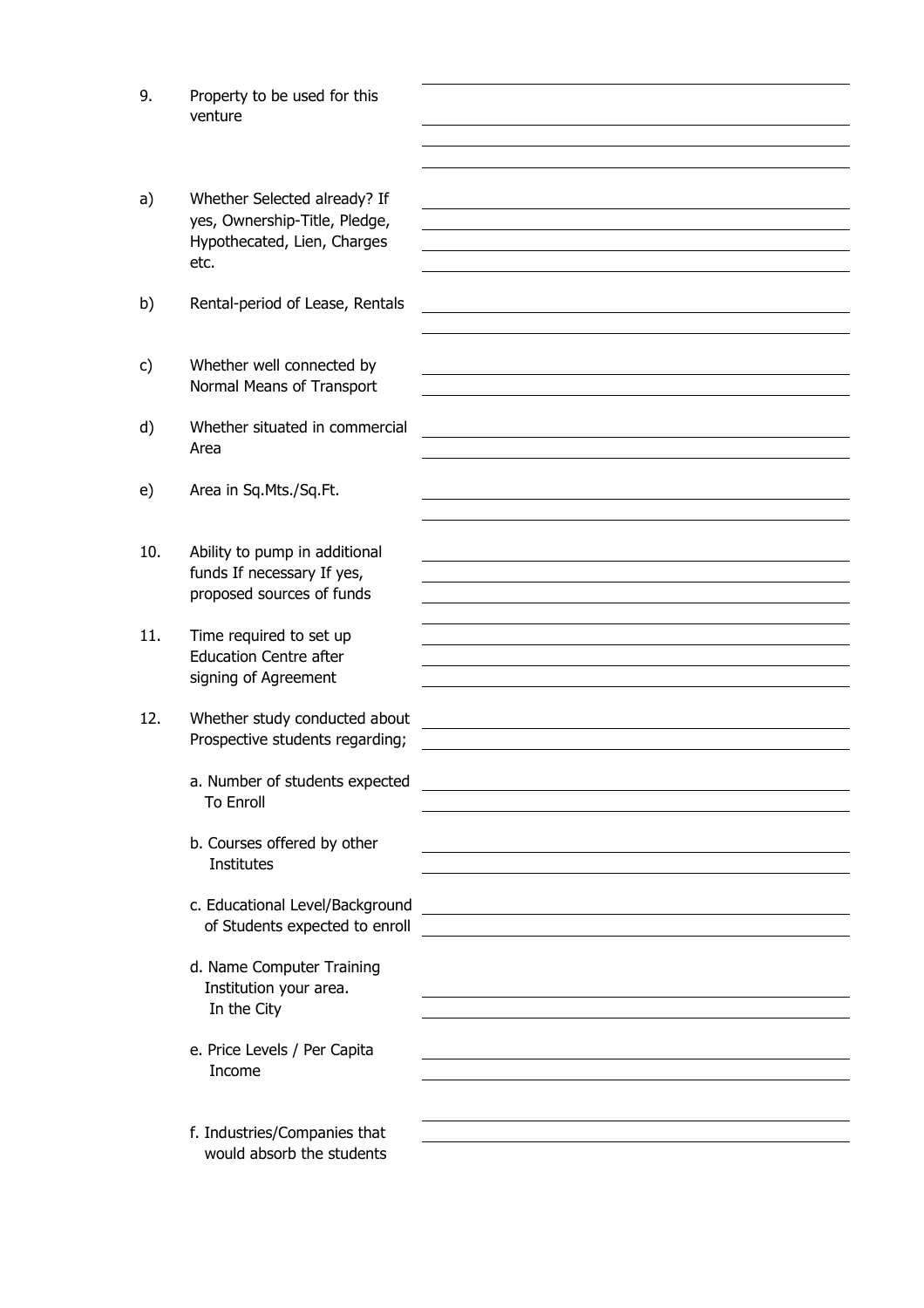9. Property to be used for this venture

a) Whether Selected already? If yes, Ownership-Title, Pledge, Hypothecated, Lien, Charges etc.

b) Rental-period of Lease, Rentals

c) Whether well connected by Normal Means of Transport

d) Whether situated in commercial Area

e) Area in Sq.Mts./Sq.Ft.

10. Ability to pump in additional funds If necessary If yes, proposed sources of funds

11. Time required to set up Education Centre after signing of Agreement

12. Whether study conducted about Prospective students regarding;

   a. Number of students expected To Enroll

   b. Courses offered by other Institutes

   c. Educational Level/Background of Students expected to enroll

   d. Name Computer Training Institution your area. In the City

   e. Price Levels / Per Capita Income

   f. Industries/Companies that would absorb the students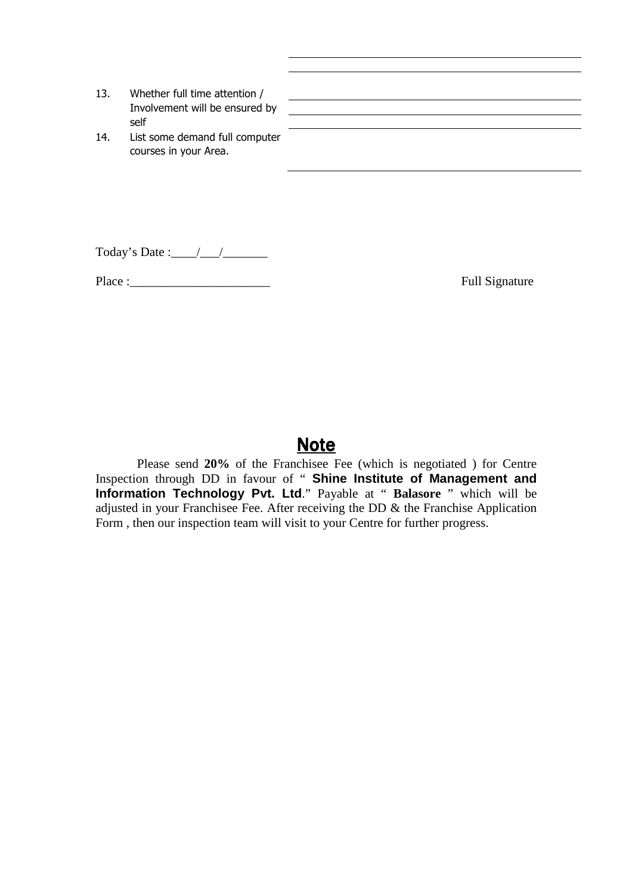13. Whether full time attention / Involvement will be ensured by self ________________________________

14. List some demand full computer courses in your Area. ________________________________

Today's Date :____/___/_______

Place :______________________ Full Signature

## Note

Please send **20%** of the Franchisee Fee (which is negotiated ) for Centre Inspection through DD in favour of " **Shine Institute of Management and Information Technology Pvt. Ltd**." Payable at " **Balasore** " which will be adjusted in your Franchisee Fee. After receiving the DD & the Franchise Application Form , then our inspection team will visit to your Centre for further progress.